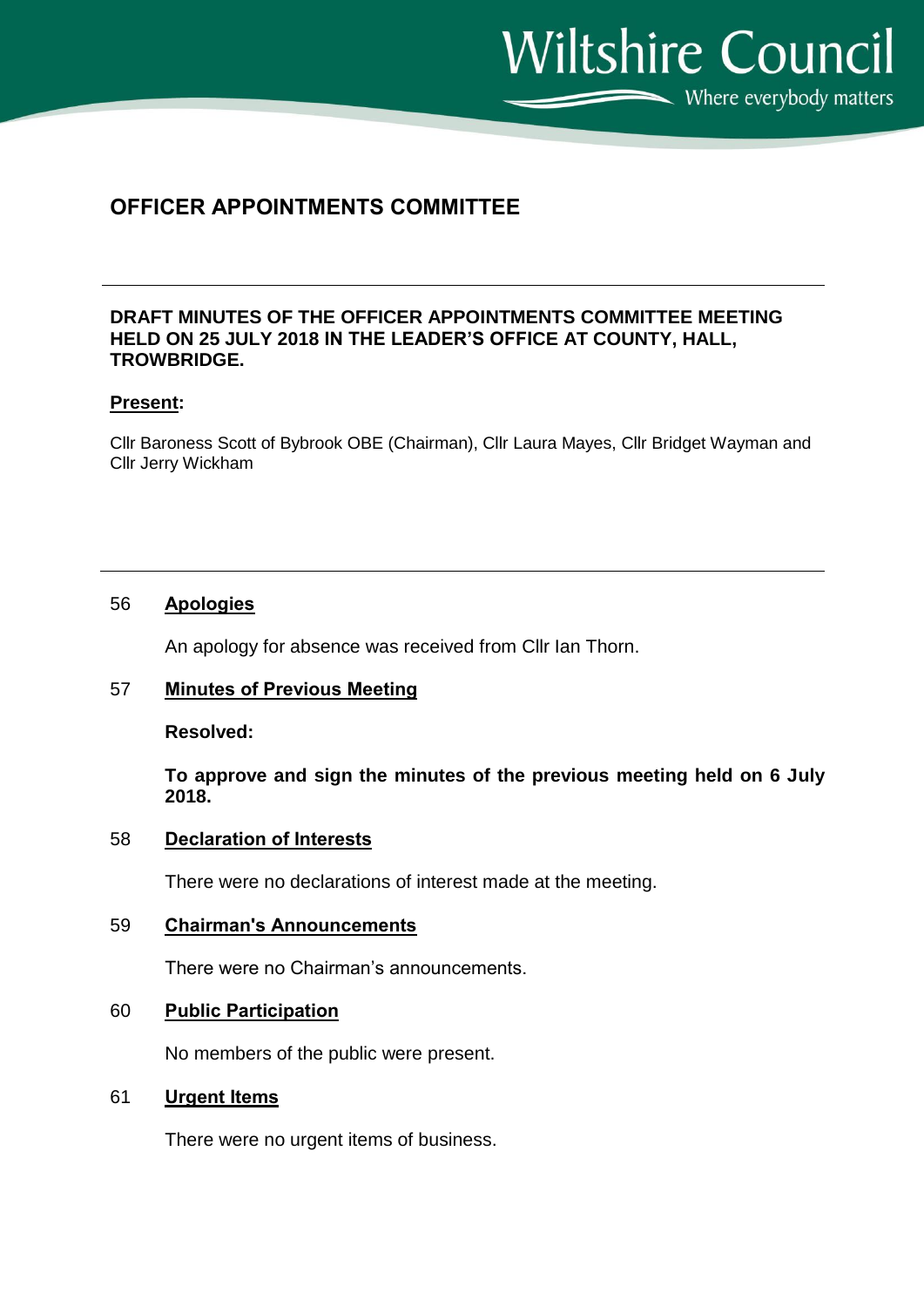# OFFICER APPOINTMENTS COMMITTEE

---

**DRAFT MINUTES OF THE OFFICER APPOINTMENTS COMMITTEE MEETING HELD ON 25 JULY 2018 IN THE LEADER'S OFFICE AT COUNTY, HALL, TROWBRIDGE.**

**Present:**

Cllr Baroness Scott of Bybrook OBE (Chairman), Cllr Laura Mayes, Cllr Bridget Wayman and Cllr Jerry Wickham

---

## 56 Apologies

An apology for absence was received from Cllr Ian Thorn.

## 57 Minutes of Previous Meeting

**Resolved:**

**To approve and sign the minutes of the previous meeting held on 6 July 2018.**

## 58 Declaration of Interests

There were no declarations of interest made at the meeting.

## 59 Chairman's Announcements

There were no Chairman's announcements.

## 60 Public Participation

No members of the public were present.

## 61 Urgent Items

There were no urgent items of business.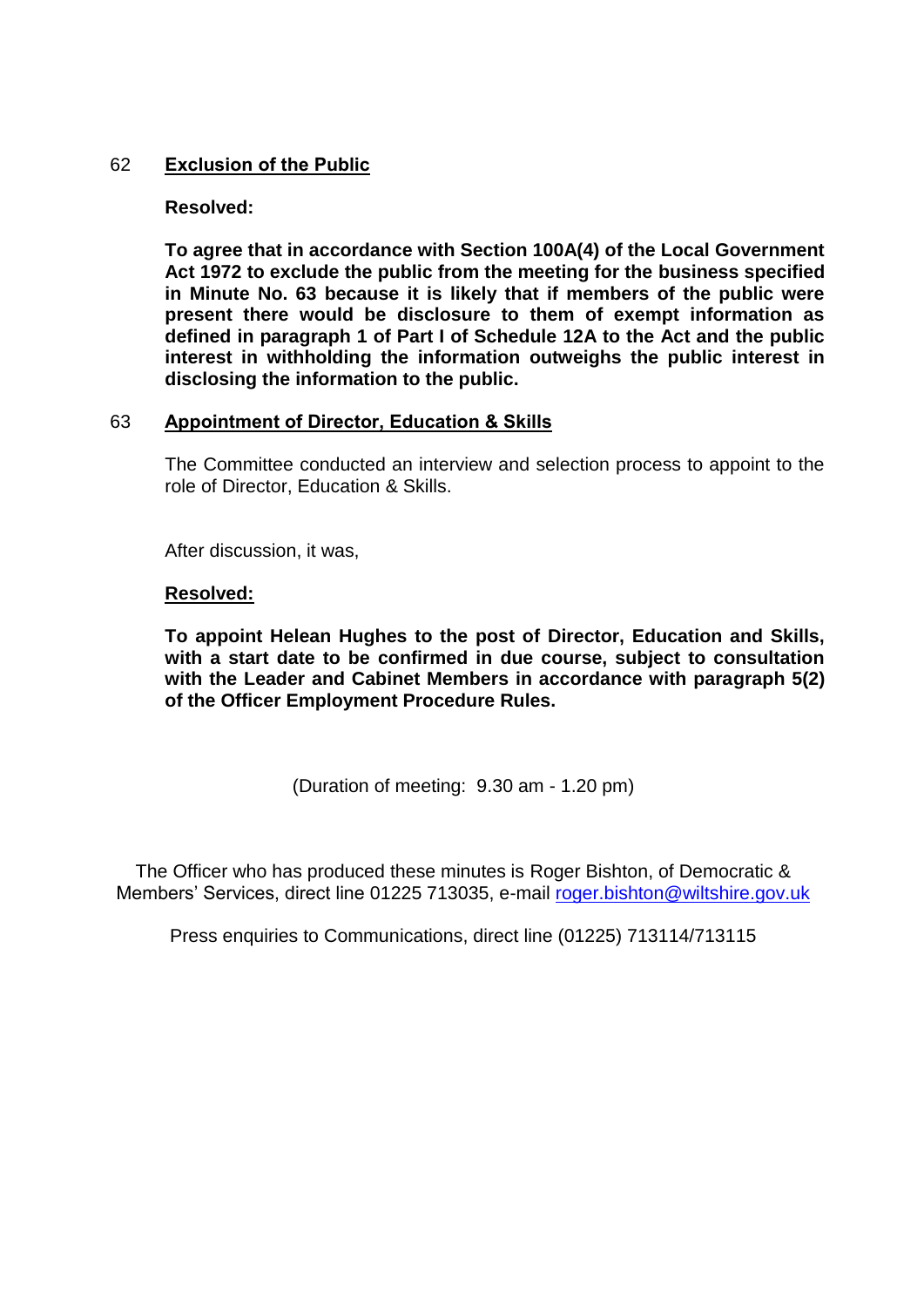62 **Exclusion of the Public**

**Resolved:**

**To agree that in accordance with Section 100A(4) of the Local Government Act 1972 to exclude the public from the meeting for the business specified in Minute No. 63 because it is likely that if members of the public were present there would be disclosure to them of exempt information as defined in paragraph 1 of Part I of Schedule 12A to the Act and the public interest in withholding the information outweighs the public interest in disclosing the information to the public.**

63 **Appointment of Director, Education & Skills**

The Committee conducted an interview and selection process to appoint to the role of Director, Education & Skills.

After discussion, it was,

**Resolved:**

**To appoint Helean Hughes to the post of Director, Education and Skills, with a start date to be confirmed in due course, subject to consultation with the Leader and Cabinet Members in accordance with paragraph 5(2) of the Officer Employment Procedure Rules.**

(Duration of meeting: 9.30 am - 1.20 pm)

The Officer who has produced these minutes is Roger Bishton, of Democratic & Members' Services, direct line 01225 713035, e-mail roger.bishton@wiltshire.gov.uk

Press enquiries to Communications, direct line (01225) 713114/713115